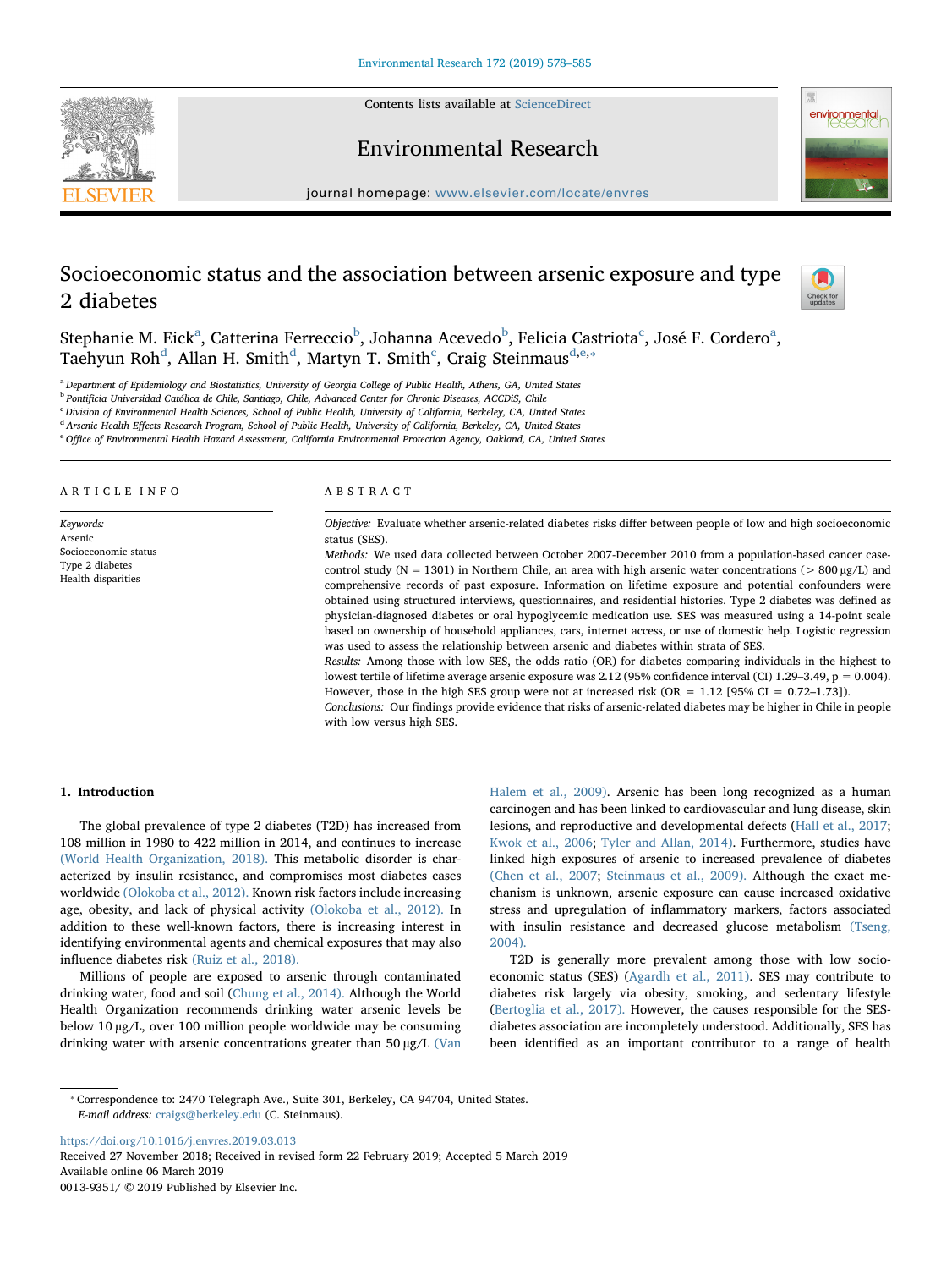# Socioeconomic status and the association between arsenic exposure and type 2 diabetes

Stephanie M. Eick[a], Catterina Ferreccio[b], Johanna Acevedo[b], Felicia Castriota[c], José F. Cordero[a], Taehyun Roh[d], Allan H. Smith[d], Martyn T. Smith[c], Craig Steinmaus[d,e,*]

[a] Department of Epidemiology and Biostatistics, University of Georgia College of Public Health, Athens, GA, United States
[b] Pontificia Universidad Católica de Chile, Santiago, Chile, Advanced Center for Chronic Diseases, ACCDiS, Chile
[c] Division of Environmental Health Sciences, School of Public Health, University of California, Berkeley, CA, United States
[d] Arsenic Health Effects Research Program, School of Public Health, University of California, Berkeley, CA, United States
[e] Office of Environmental Health Hazard Assessment, California Environmental Protection Agency, Oakland, CA, United States

## ARTICLE INFO

*Keywords:*
Arsenic
Socioeconomic status
Type 2 diabetes
Health disparities

## ABSTRACT

*Objective:* Evaluate whether arsenic-related diabetes risks differ between people of low and high socioeconomic status (SES).

*Methods:* We used data collected between October 2007-December 2010 from a population-based cancer case-control study (N = 1301) in Northern Chile, an area with high arsenic water concentrations (> 800 μg/L) and comprehensive records of past exposure. Information on lifetime exposure and potential confounders were obtained using structured interviews, questionnaires, and residential histories. Type 2 diabetes was defined as physician-diagnosed diabetes or oral hypoglycemic medication use. SES was measured using a 14-point scale based on ownership of household appliances, cars, internet access, or use of domestic help. Logistic regression was used to assess the relationship between arsenic and diabetes within strata of SES.

*Results:* Among those with low SES, the odds ratio (OR) for diabetes comparing individuals in the highest to lowest tertile of lifetime average arsenic exposure was 2.12 (95% confidence interval (CI) 1.29–3.49, p = 0.004). However, those in the high SES group were not at increased risk (OR = 1.12 [95% CI = 0.72–1.73]).

*Conclusions:* Our findings provide evidence that risks of arsenic-related diabetes may be higher in Chile in people with low versus high SES.

## 1. Introduction

The global prevalence of type 2 diabetes (T2D) has increased from 108 million in 1980 to 422 million in 2014, and continues to increase (World Health Organization, 2018). This metabolic disorder is characterized by insulin resistance, and compromises most diabetes cases worldwide (Olokoba et al., 2012). Known risk factors include increasing age, obesity, and lack of physical activity (Olokoba et al., 2012). In addition to these well-known factors, there is increasing interest in identifying environmental agents and chemical exposures that may also influence diabetes risk (Ruiz et al., 2018).

Millions of people are exposed to arsenic through contaminated drinking water, food and soil (Chung et al., 2014). Although the World Health Organization recommends drinking water arsenic levels be below 10 μg/L, over 100 million people worldwide may be consuming drinking water with arsenic concentrations greater than 50 μg/L (Van Halem et al., 2009). Arsenic has been long recognized as a human carcinogen and has been linked to cardiovascular and lung disease, skin lesions, and reproductive and developmental defects (Hall et al., 2017; Kwok et al., 2006; Tyler and Allan, 2014). Furthermore, studies have linked high exposures of arsenic to increased prevalence of diabetes (Chen et al., 2007; Steinmaus et al., 2009). Although the exact mechanism is unknown, arsenic exposure can cause increased oxidative stress and upregulation of inflammatory markers, factors associated with insulin resistance and decreased glucose metabolism (Tseng, 2004).

T2D is generally more prevalent among those with low socioeconomic status (SES) (Agardh et al., 2011). SES may contribute to diabetes risk largely via obesity, smoking, and sedentary lifestyle (Bertoglia et al., 2017). However, the causes responsible for the SES-diabetes association are incompletely understood. Additionally, SES has been identified as an important contributor to a range of health

* Correspondence to: 2470 Telegraph Ave., Suite 301, Berkeley, CA 94704, United States.
*E-mail address:* craigs@berkeley.edu (C. Steinmaus).

https://doi.org/10.1016/j.envres.2019.03.013
Received 27 November 2018; Received in revised form 22 February 2019; Accepted 5 March 2019
Available online 06 March 2019
0013-9351/ © 2019 Published by Elsevier Inc.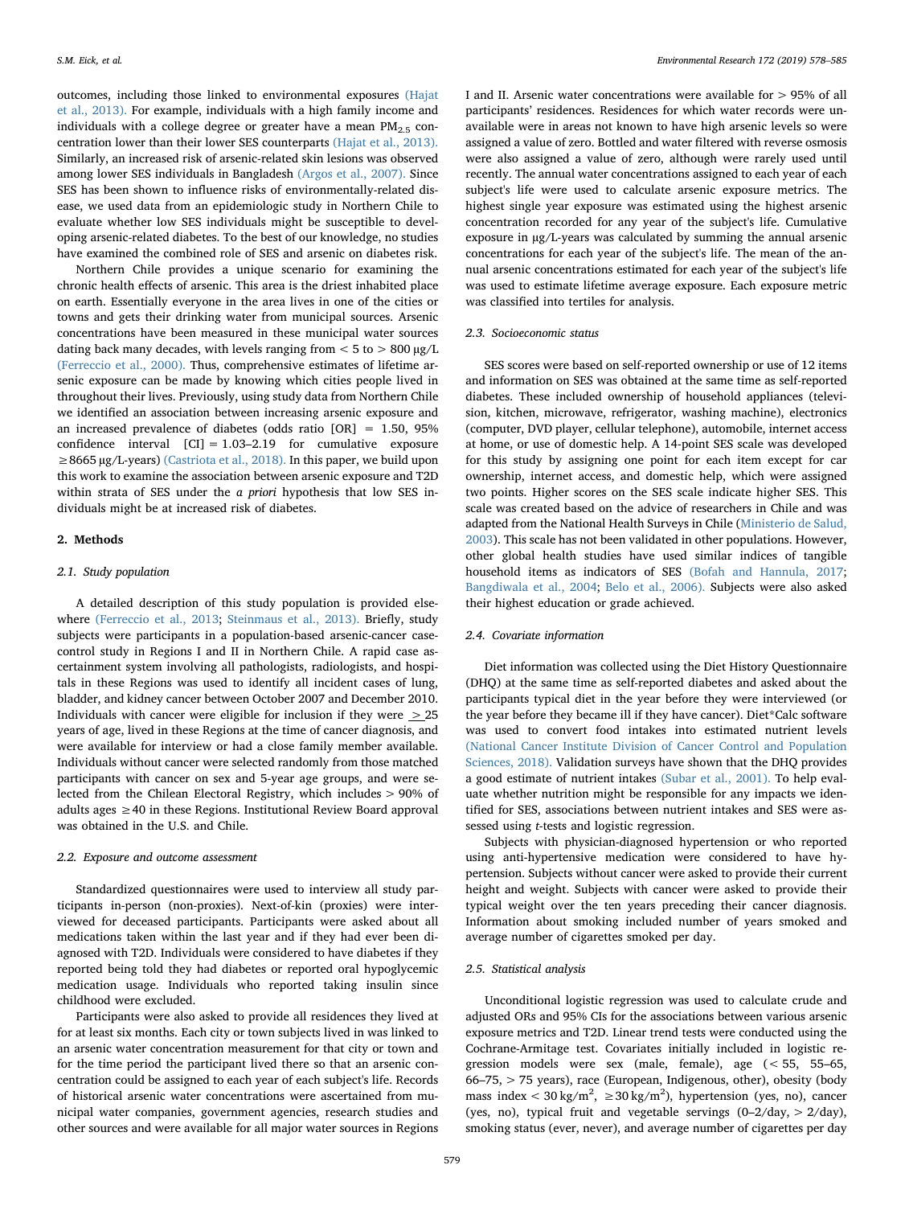outcomes, including those linked to environmental exposures (Hajat et al., 2013). For example, individuals with a high family income and individuals with a college degree or greater have a mean $PM_{2.5}$ concentration lower than their lower SES counterparts (Hajat et al., 2013). Similarly, an increased risk of arsenic-related skin lesions was observed among lower SES individuals in Bangladesh (Argos et al., 2007). Since SES has been shown to influence risks of environmentally-related disease, we used data from an epidemiologic study in Northern Chile to evaluate whether low SES individuals might be susceptible to developing arsenic-related diabetes. To the best of our knowledge, no studies have examined the combined role of SES and arsenic on diabetes risk.

Northern Chile provides a unique scenario for examining the chronic health effects of arsenic. This area is the driest inhabited place on earth. Essentially everyone in the area lives in one of the cities or towns and gets their drinking water from municipal sources. Arsenic concentrations have been measured in these municipal water sources dating back many decades, with levels ranging from < 5 to > 800 μg/L (Ferreccio et al., 2000). Thus, comprehensive estimates of lifetime arsenic exposure can be made by knowing which cities people lived in throughout their lives. Previously, using study data from Northern Chile we identified an association between increasing arsenic exposure and an increased prevalence of diabetes (odds ratio [OR] = 1.50, 95% confidence interval [CI] = 1.03–2.19 for cumulative exposure ≥8665 μg/L-years) (Castriota et al., 2018). In this paper, we build upon this work to examine the association between arsenic exposure and T2D within strata of SES under the *a priori* hypothesis that low SES individuals might be at increased risk of diabetes.

## 2. Methods

### 2.1. Study population

A detailed description of this study population is provided elsewhere (Ferreccio et al., 2013; Steinmaus et al., 2013). Briefly, study subjects were participants in a population-based arsenic-cancer case-control study in Regions I and II in Northern Chile. A rapid case ascertainment system involving all pathologists, radiologists, and hospitals in these Regions was used to identify all incident cases of lung, bladder, and kidney cancer between October 2007 and December 2010. Individuals with cancer were eligible for inclusion if they were ≥25 years of age, lived in these Regions at the time of cancer diagnosis, and were available for interview or had a close family member available. Individuals without cancer were selected randomly from those matched participants with cancer on sex and 5-year age groups, and were selected from the Chilean Electoral Registry, which includes > 90% of adults ages ≥40 in these Regions. Institutional Review Board approval was obtained in the U.S. and Chile.

### 2.2. Exposure and outcome assessment

Standardized questionnaires were used to interview all study participants in-person (non-proxies). Next-of-kin (proxies) were interviewed for deceased participants. Participants were asked about all medications taken within the last year and if they had ever been diagnosed with T2D. Individuals were considered to have diabetes if they reported being told they had diabetes or reported oral hypoglycemic medication usage. Individuals who reported taking insulin since childhood were excluded.

Participants were also asked to provide all residences they lived at for at least six months. Each city or town subjects lived in was linked to an arsenic water concentration measurement for that city or town and for the time period the participant lived there so that an arsenic concentration could be assigned to each year of each subject's life. Records of historical arsenic water concentrations were ascertained from municipal water companies, government agencies, research studies and other sources and were available for all major water sources in Regions I and II. Arsenic water concentrations were available for > 95% of all participants' residences. Residences for which water records were unavailable were in areas not known to have high arsenic levels so were assigned a value of zero. Bottled and water filtered with reverse osmosis were also assigned a value of zero, although were rarely used until recently. The annual water concentrations assigned to each year of each subject's life were used to calculate arsenic exposure metrics. The highest single year exposure was estimated using the highest arsenic concentration recorded for any year of the subject's life. Cumulative exposure in μg/L-years was calculated by summing the annual arsenic concentrations for each year of the subject's life. The mean of the annual arsenic concentrations estimated for each year of the subject's life was used to estimate lifetime average exposure. Each exposure metric was classified into tertiles for analysis.

### 2.3. Socioeconomic status

SES scores were based on self-reported ownership or use of 12 items and information on SES was obtained at the same time as self-reported diabetes. These included ownership of household appliances (television, kitchen, microwave, refrigerator, washing machine), electronics (computer, DVD player, cellular telephone), automobile, internet access at home, or use of domestic help. A 14-point SES scale was developed for this study by assigning one point for each item except for car ownership, internet access, and domestic help, which were assigned two points. Higher scores on the SES scale indicate higher SES. This scale was created based on the advice of researchers in Chile and was adapted from the National Health Surveys in Chile (Ministerio de Salud, 2003). This scale has not been validated in other populations. However, other global health studies have used similar indices of tangible household items as indicators of SES (Bofah and Hannula, 2017; Bangdiwala et al., 2004; Belo et al., 2006). Subjects were also asked their highest education or grade achieved.

### 2.4. Covariate information

Diet information was collected using the Diet History Questionnaire (DHQ) at the same time as self-reported diabetes and asked about the participants typical diet in the year before they were interviewed (or the year before they became ill if they have cancer). Diet*Calc software was used to convert food intakes into estimated nutrient levels (National Cancer Institute Division of Cancer Control and Population Sciences, 2018). Validation surveys have shown that the DHQ provides a good estimate of nutrient intakes (Subar et al., 2001). To help evaluate whether nutrition might be responsible for any impacts we identified for SES, associations between nutrient intakes and SES were assessed using *t*-tests and logistic regression.

Subjects with physician-diagnosed hypertension or who reported using anti-hypertensive medication were considered to have hypertension. Subjects without cancer were asked to provide their current height and weight. Subjects with cancer were asked to provide their typical weight over the ten years preceding their cancer diagnosis. Information about smoking included number of years smoked and average number of cigarettes smoked per day.

### 2.5. Statistical analysis

Unconditional logistic regression was used to calculate crude and adjusted ORs and 95% CIs for the associations between various arsenic exposure metrics and T2D. Linear trend tests were conducted using the Cochrane-Armitage test. Covariates initially included in logistic regression models were sex (male, female), age (< 55, 55–65, 66–75, > 75 years), race (European, Indigenous, other), obesity (body mass index < 30 kg/m$^2$, ≥30 kg/m$^2$), hypertension (yes, no), cancer (yes, no), typical fruit and vegetable servings (0–2/day, > 2/day), smoking status (ever, never), and average number of cigarettes per day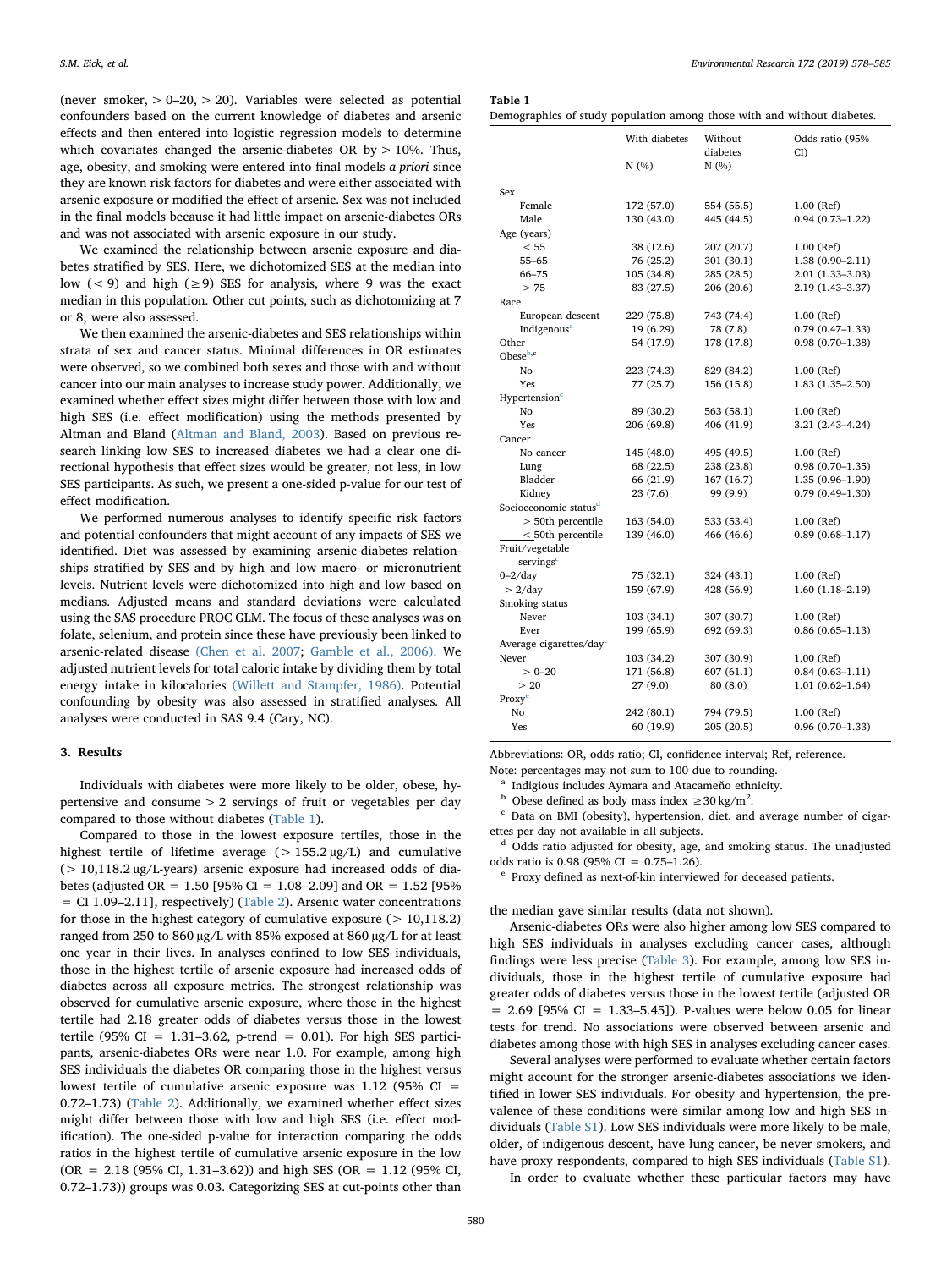(never smoker, > 0–20, > 20). Variables were selected as potential confounders based on the current knowledge of diabetes and arsenic effects and then entered into logistic regression models to determine which covariates changed the arsenic-diabetes OR by > 10%. Thus, age, obesity, and smoking were entered into final models *a priori* since they are known risk factors for diabetes and were either associated with arsenic exposure or modified the effect of arsenic. Sex was not included in the final models because it had little impact on arsenic-diabetes ORs and was not associated with arsenic exposure in our study.

We examined the relationship between arsenic exposure and diabetes stratified by SES. Here, we dichotomized SES at the median into low (< 9) and high (≥9) SES for analysis, where 9 was the exact median in this population. Other cut points, such as dichotomizing at 7 or 8, were also assessed.

We then examined the arsenic-diabetes and SES relationships within strata of sex and cancer status. Minimal differences in OR estimates were observed, so we combined both sexes and those with and without cancer into our main analyses to increase study power. Additionally, we examined whether effect sizes might differ between those with low and high SES (i.e. effect modification) using the methods presented by Altman and Bland (Altman and Bland, 2003). Based on previous research linking low SES to increased diabetes we had a clear one directional hypothesis that effect sizes would be greater, not less, in low SES participants. As such, we present a one-sided p-value for our test of effect modification.

We performed numerous analyses to identify specific risk factors and potential confounders that might account of any impacts of SES we identified. Diet was assessed by examining arsenic-diabetes relationships stratified by SES and by high and low macro- or micronutrient levels. Nutrient levels were dichotomized into high and low based on medians. Adjusted means and standard deviations were calculated using the SAS procedure PROC GLM. The focus of these analyses was on folate, selenium, and protein since these have previously been linked to arsenic-related disease (Chen et al. 2007; Gamble et al., 2006). We adjusted nutrient levels for total caloric intake by dividing them by total energy intake in kilocalories (Willett and Stampfer, 1986). Potential confounding by obesity was also assessed in stratified analyses. All analyses were conducted in SAS 9.4 (Cary, NC).

## 3. Results

Individuals with diabetes were more likely to be older, obese, hypertensive and consume > 2 servings of fruit or vegetables per day compared to those without diabetes (Table 1).

Compared to those in the lowest exposure tertiles, those in the highest tertile of lifetime average (> 155.2 μg/L) and cumulative (> 10,118.2 μg/L-years) arsenic exposure had increased odds of diabetes (adjusted OR = 1.50 [95% CI = 1.08–2.09] and OR = 1.52 [95% = CI 1.09–2.11], respectively) (Table 2). Arsenic water concentrations for those in the highest category of cumulative exposure (> 10,118.2) ranged from 250 to 860 μg/L with 85% exposed at 860 μg/L for at least one year in their lives. In analyses confined to low SES individuals, those in the highest tertile of arsenic exposure had increased odds of diabetes across all exposure metrics. The strongest relationship was observed for cumulative arsenic exposure, where those in the highest tertile had 2.18 greater odds of diabetes versus those in the lowest tertile (95% CI = 1.31–3.62, p-trend = 0.01). For high SES participants, arsenic-diabetes ORs were near 1.0. For example, among high SES individuals the diabetes OR comparing those in the highest versus lowest tertile of cumulative arsenic exposure was 1.12 (95% CI = 0.72–1.73) (Table 2). Additionally, we examined whether effect sizes might differ between those with low and high SES (i.e. effect modification). The one-sided p-value for interaction comparing the odds ratios in the highest tertile of cumulative arsenic exposure in the low (OR = 2.18 (95% CI, 1.31–3.62)) and high SES (OR = 1.12 (95% CI, 0.72–1.73)) groups was 0.03. Categorizing SES at cut-points other than the median gave similar results (data not shown).

Arsenic-diabetes ORs were also higher among low SES compared to high SES individuals in analyses excluding cancer cases, although findings were less precise (Table 3). For example, among low SES individuals, those in the highest tertile of cumulative exposure had greater odds of diabetes versus those in the lowest tertile (adjusted OR = 2.69 [95% CI = 1.33–5.45]). P-values were below 0.05 for linear tests for trend. No associations were observed between arsenic and diabetes among those with high SES in analyses excluding cancer cases.

Several analyses were performed to evaluate whether certain factors might account for the stronger arsenic-diabetes associations we identified in lower SES individuals. For obesity and hypertension, the prevalence of these conditions were similar among low and high SES individuals (Table S1). Low SES individuals were more likely to be male, older, of indigenous descent, have lung cancer, be never smokers, and have proxy respondents, compared to high SES individuals (Table S1).

In order to evaluate whether these particular factors may have

**Table 1**
Demographics of study population among those with and without diabetes.

| | With diabetes N (%) | Without diabetes N (%) | Odds ratio (95% CI) |
|---|---|---|---|
| Sex | | | |
| Female | 172 (57.0) | 554 (55.5) | 1.00 (Ref) |
| Male | 130 (43.0) | 445 (44.5) | 0.94 (0.73–1.22) |
| Age (years) | | | |
| < 55 | 38 (12.6) | 207 (20.7) | 1.00 (Ref) |
| 55–65 | 76 (25.2) | 301 (30.1) | 1.38 (0.90–2.11) |
| 66–75 | 105 (34.8) | 285 (28.5) | 2.01 (1.33–3.03) |
| > 75 | 83 (27.5) | 206 (20.6) | 2.19 (1.43–3.37) |
| Race | | | |
| European descent | 229 (75.8) | 743 (74.4) | 1.00 (Ref) |
| Indigenous[a] | 19 (6.29) | 78 (7.8) | 0.79 (0.47–1.33) |
| Other | 54 (17.9) | 178 (17.8) | 0.98 (0.70–1.38) |
| Obese[b,c] | | | |
| No | 223 (74.3) | 829 (84.2) | 1.00 (Ref) |
| Yes | 77 (25.7) | 156 (15.8) | 1.83 (1.35–2.50) |
| Hypertension[c] | | | |
| No | 89 (30.2) | 563 (58.1) | 1.00 (Ref) |
| Yes | 206 (69.8) | 406 (41.9) | 3.21 (2.43–4.24) |
| Cancer | | | |
| No cancer | 145 (48.0) | 495 (49.5) | 1.00 (Ref) |
| Lung | 68 (22.5) | 238 (23.8) | 0.98 (0.70–1.35) |
| Bladder | 66 (21.9) | 167 (16.7) | 1.35 (0.96–1.90) |
| Kidney | 23 (7.6) | 99 (9.9) | 0.79 (0.49–1.30) |
| Socioeconomic status[d] | | | |
| > 50th percentile | 163 (54.0) | 533 (53.4) | 1.00 (Ref) |
| < 50th percentile | 139 (46.0) | 466 (46.6) | 0.89 (0.68–1.17) |
| Fruit/vegetable servings[c] | | | |
| 0–2/day | 75 (32.1) | 324 (43.1) | 1.00 (Ref) |
| > 2/day | 159 (67.9) | 428 (56.9) | 1.60 (1.18–2.19) |
| Smoking status | | | |
| Never | 103 (34.1) | 307 (30.7) | 1.00 (Ref) |
| Ever | 199 (65.9) | 692 (69.3) | 0.86 (0.65–1.13) |
| Average cigarettes/day[c] | | | |
| Never | 103 (34.2) | 307 (30.9) | 1.00 (Ref) |
| > 0–20 | 171 (56.8) | 607 (61.1) | 0.84 (0.63–1.11) |
| > 20 | 27 (9.0) | 80 (8.0) | 1.01 (0.62–1.64) |
| Proxy[e] | | | |
| No | 242 (80.1) | 794 (79.5) | 1.00 (Ref) |
| Yes | 60 (19.9) | 205 (20.5) | 0.96 (0.70–1.33) |

Abbreviations: OR, odds ratio; CI, confidence interval; Ref, reference.
Note: percentages may not sum to 100 due to rounding.
[a] Indigious includes Aymara and Atacameño ethnicity.
[b] Obese defined as body mass index ≥30 kg/m$^2$.
[c] Data on BMI (obesity), hypertension, diet, and average number of cigarettes per day not available in all subjects.
[d] Odds ratio adjusted for obesity, age, and smoking status. The unadjusted odds ratio is 0.98 (95% CI = 0.75–1.26).
[e] Proxy defined as next-of-kin interviewed for deceased patients.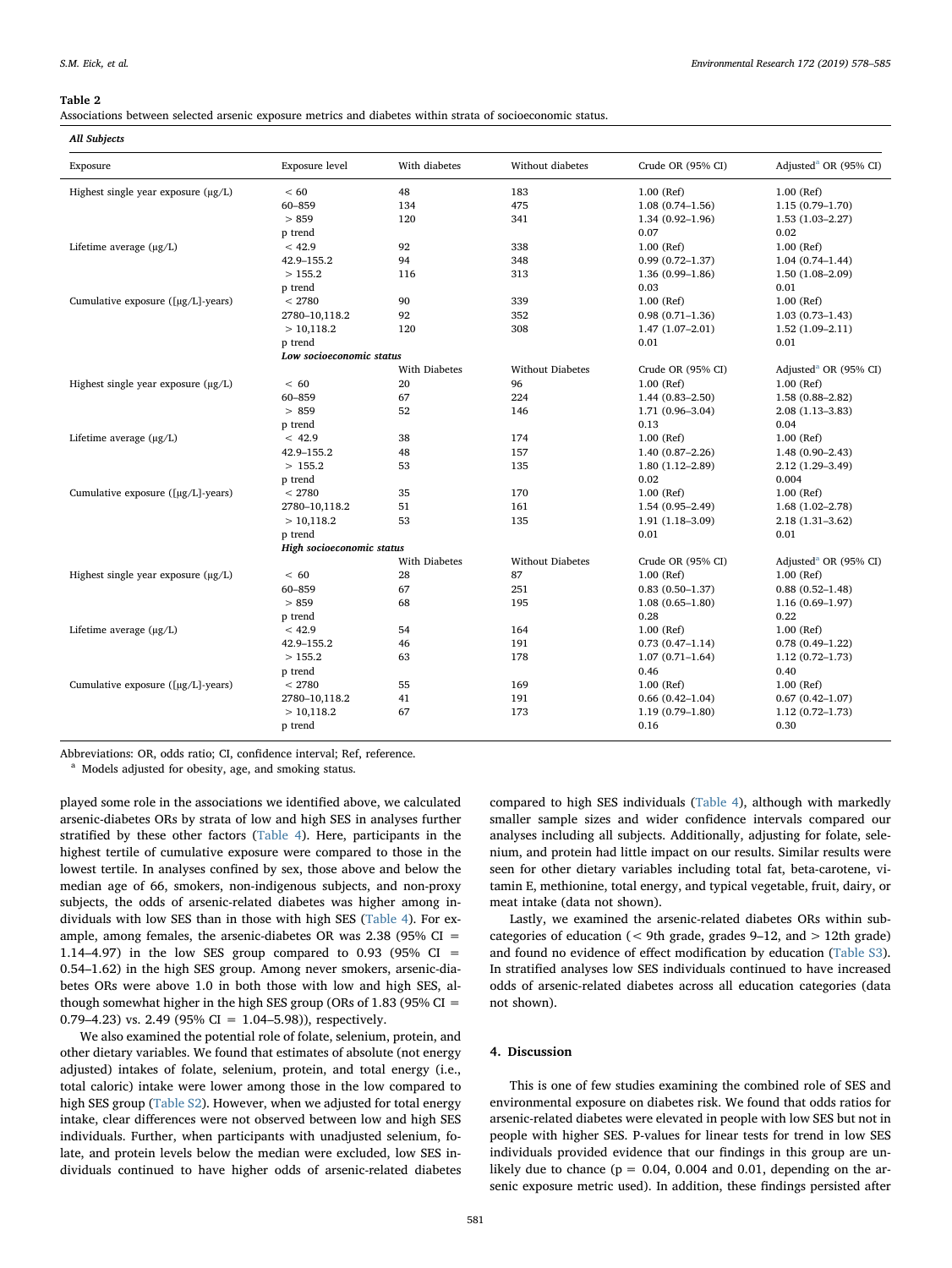**Table 2**
Associations between selected arsenic exposure metrics and diabetes within strata of socioeconomic status.

| ***All Subjects*** | | | | | |
|---|---|---|---|---|---|
| Exposure | Exposure level | With diabetes | Without diabetes | Crude OR (95% CI) | Adjusted[a] OR (95% CI) |
| Highest single year exposure (μg/L) | < 60 | 48 | 183 | 1.00 (Ref) | 1.00 (Ref) |
| | 60–859 | 134 | 475 | 1.08 (0.74–1.56) | 1.15 (0.79–1.70) |
| | > 859 | 120 | 341 | 1.34 (0.92–1.96) | 1.53 (1.03–2.27) |
| | p trend | | | 0.07 | 0.02 |
| Lifetime average (μg/L) | < 42.9 | 92 | 338 | 1.00 (Ref) | 1.00 (Ref) |
| | 42.9–155.2 | 94 | 348 | 0.99 (0.72–1.37) | 1.04 (0.74–1.44) |
| | > 155.2 | 116 | 313 | 1.36 (0.99–1.86) | 1.50 (1.08–2.09) |
| | p trend | | | 0.03 | 0.01 |
| Cumulative exposure ([μg/L]-years) | < 2780 | 90 | 339 | 1.00 (Ref) | 1.00 (Ref) |
| | 2780–10,118.2 | 92 | 352 | 0.98 (0.71–1.36) | 1.03 (0.73–1.43) |
| | > 10,118.2 | 120 | 308 | 1.47 (1.07–2.01) | 1.52 (1.09–2.11) |
| | p trend | | | 0.01 | 0.01 |
| | ***Low socioeconomic status*** | | | | |
| | | With Diabetes | Without Diabetes | Crude OR (95% CI) | Adjusted[a] OR (95% CI) |
| Highest single year exposure (μg/L) | < 60 | 20 | 96 | 1.00 (Ref) | 1.00 (Ref) |
| | 60–859 | 67 | 224 | 1.44 (0.83–2.50) | 1.58 (0.88–2.82) |
| | > 859 | 52 | 146 | 1.71 (0.96–3.04) | 2.08 (1.13–3.83) |
| | p trend | | | 0.13 | 0.04 |
| Lifetime average (μg/L) | < 42.9 | 38 | 174 | 1.00 (Ref) | 1.00 (Ref) |
| | 42.9–155.2 | 48 | 157 | 1.40 (0.87–2.26) | 1.48 (0.90–2.43) |
| | > 155.2 | 53 | 135 | 1.80 (1.12–2.89) | 2.12 (1.29–3.49) |
| | p trend | | | 0.02 | 0.004 |
| Cumulative exposure ([μg/L]-years) | < 2780 | 35 | 170 | 1.00 (Ref) | 1.00 (Ref) |
| | 2780–10,118.2 | 51 | 161 | 1.54 (0.95–2.49) | 1.68 (1.02–2.78) |
| | > 10,118.2 | 53 | 135 | 1.91 (1.18–3.09) | 2.18 (1.31–3.62) |
| | p trend | | | 0.01 | 0.01 |
| | ***High socioeconomic status*** | | | | |
| | | With Diabetes | Without Diabetes | Crude OR (95% CI) | Adjusted[a] OR (95% CI) |
| Highest single year exposure (μg/L) | < 60 | 28 | 87 | 1.00 (Ref) | 1.00 (Ref) |
| | 60–859 | 67 | 251 | 0.83 (0.50–1.37) | 0.88 (0.52–1.48) |
| | > 859 | 68 | 195 | 1.08 (0.65–1.80) | 1.16 (0.69–1.97) |
| | p trend | | | 0.28 | 0.22 |
| Lifetime average (μg/L) | < 42.9 | 54 | 164 | 1.00 (Ref) | 1.00 (Ref) |
| | 42.9–155.2 | 46 | 191 | 0.73 (0.47–1.14) | 0.78 (0.49–1.22) |
| | > 155.2 | 63 | 178 | 1.07 (0.71–1.64) | 1.12 (0.72–1.73) |
| | p trend | | | 0.46 | 0.40 |
| Cumulative exposure ([μg/L]-years) | < 2780 | 55 | 169 | 1.00 (Ref) | 1.00 (Ref) |
| | 2780–10,118.2 | 41 | 191 | 0.66 (0.42–1.04) | 0.67 (0.42–1.07) |
| | > 10,118.2 | 67 | 173 | 1.19 (0.79–1.80) | 1.12 (0.72–1.73) |
| | p trend | | | 0.16 | 0.30 |

Abbreviations: OR, odds ratio; CI, confidence interval; Ref, reference.
[a] Models adjusted for obesity, age, and smoking status.

played some role in the associations we identified above, we calculated arsenic-diabetes ORs by strata of low and high SES in analyses further stratified by these other factors (Table 4). Here, participants in the highest tertile of cumulative exposure were compared to those in the lowest tertile. In analyses confined by sex, those above and below the median age of 66, smokers, non-indigenous subjects, and non-proxy subjects, the odds of arsenic-related diabetes was higher among individuals with low SES than in those with high SES (Table 4). For example, among females, the arsenic-diabetes OR was 2.38 (95% CI = 1.14–4.97) in the low SES group compared to 0.93 (95% CI = 0.54–1.62) in the high SES group. Among never smokers, arsenic-diabetes ORs were above 1.0 in both those with low and high SES, although somewhat higher in the high SES group (ORs of 1.83 (95% CI = 0.79–4.23) vs. 2.49 (95% CI = 1.04–5.98)), respectively.

We also examined the potential role of folate, selenium, protein, and other dietary variables. We found that estimates of absolute (not energy adjusted) intakes of folate, selenium, protein, and total energy (i.e., total caloric) intake were lower among those in the low compared to high SES group (Table S2). However, when we adjusted for total energy intake, clear differences were not observed between low and high SES individuals. Further, when participants with unadjusted selenium, folate, and protein levels below the median were excluded, low SES individuals continued to have higher odds of arsenic-related diabetes compared to high SES individuals (Table 4), although with markedly smaller sample sizes and wider confidence intervals compared our analyses including all subjects. Additionally, adjusting for folate, selenium, and protein had little impact on our results. Similar results were seen for other dietary variables including total fat, beta-carotene, vitamin E, methionine, total energy, and typical vegetable, fruit, dairy, or meat intake (data not shown).

Lastly, we examined the arsenic-related diabetes ORs within subcategories of education (< 9th grade, grades 9–12, and > 12th grade) and found no evidence of effect modification by education (Table S3). In stratified analyses low SES individuals continued to have increased odds of arsenic-related diabetes across all education categories (data not shown).

## 4. Discussion

This is one of few studies examining the combined role of SES and environmental exposure on diabetes risk. We found that odds ratios for arsenic-related diabetes were elevated in people with low SES but not in people with higher SES. P-values for linear tests for trend in low SES individuals provided evidence that our findings in this group are unlikely due to chance ($p = 0.04$, 0.004 and 0.01, depending on the arsenic exposure metric used). In addition, these findings persisted after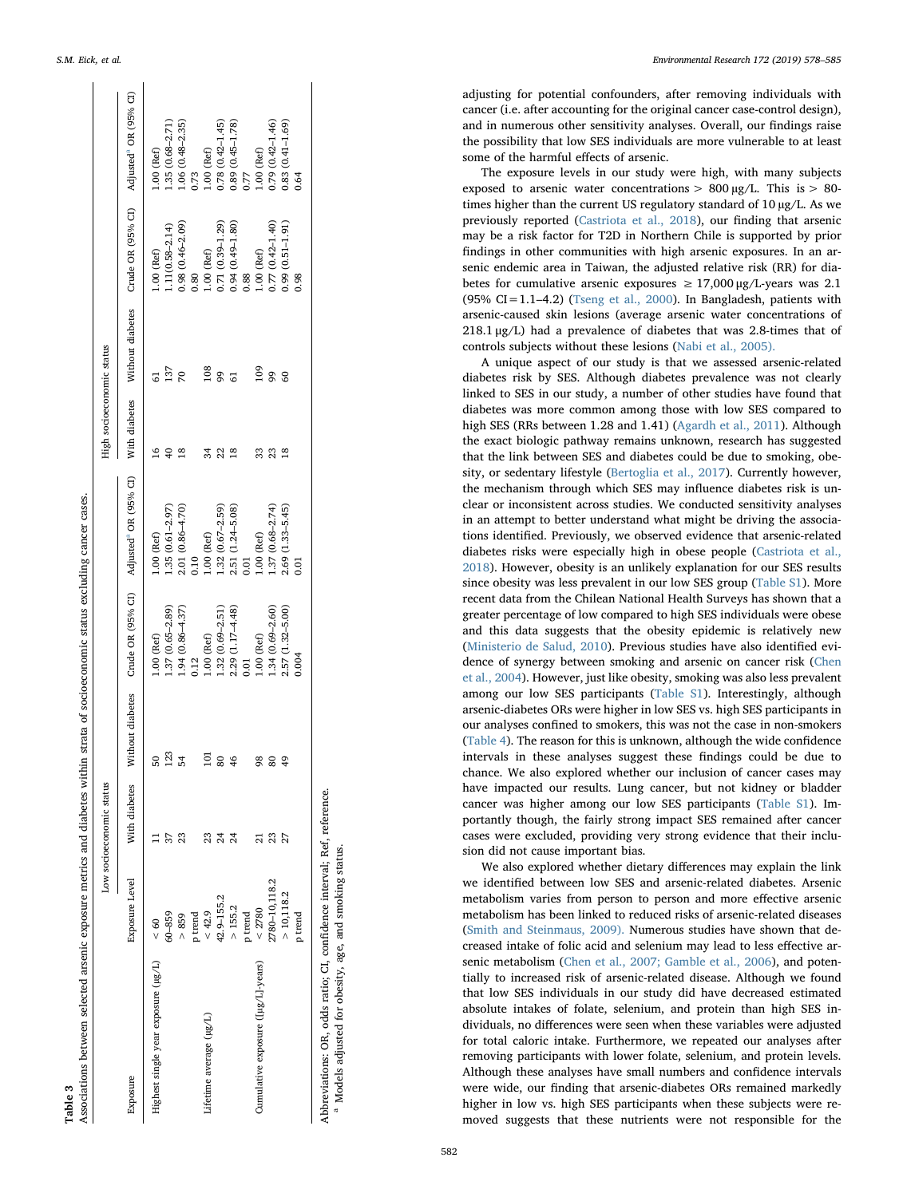**Table 3**
Associations between selected arsenic exposure metrics and diabetes within strata of socioeconomic status excluding cancer cases.

| Exposure | Exposure Level | Low socioeconomic status | | | | High socioeconomic status | | | |
|---|---|---|---|---|---|---|---|---|---|
| | | With diabetes | Without diabetes | Crude OR (95% CI) | Adjusted[a] OR (95% CI) | With diabetes | Without diabetes | Crude OR (95% CI) | Adjusted[a] OR (95% CI) |
| Highest single year exposure (μg/L) | < 60 | 11 | 50 | 1.00 (Ref) | 1.00 (Ref) | 16 | 61 | 1.00 (Ref) | 1.00 (Ref) |
| | 60–859 | 37 | 123 | 1.37 (0.65–2.89) | 1.35 (0.61–2.97) | 40 | 137 | 1.11 (0.58–2.14) | 1.35 (0.68–2.71) |
| | > 859 | 23 | 54 | 1.94 (0.86–4.37) | 2.01 (0.86–4.70) | 18 | 70 | 0.98 (0.46–2.09) | 1.06 (0.48–2.35) |
| | p trend | | | 0.12 | 0.10 | | | 0.80 | 0.73 |
| Lifetime average (μg/L) | < 42.9 | 23 | 101 | 1.00 (Ref) | 1.00 (Ref) | 34 | 108 | 1.00 (Ref) | 1.00 (Ref) |
| | 42.9–155.2 | 24 | 80 | 1.32 (0.69–2.51) | 1.32 (0.67–2.59) | 22 | 99 | 0.71 (0.39–1.29) | 0.78 (0.42–1.45) |
| | > 155.2 | 24 | 46 | 2.29 (1.17–4.48) | 2.51 (1.24–5.08) | 18 | 61 | 0.94 (0.49–1.80) | 0.89 (0.45–1.78) |
| | p trend | | | 0.01 | 0.01 | | | 0.88 | 0.77 |
| Cumulative exposure ([μg/L]-years) | < 2780 | 21 | 98 | 1.00 (Ref) | 1.00 (Ref) | 33 | 109 | 1.00 (Ref) | 1.00 (Ref) |
| | 2780–10,118.2 | 23 | 80 | 1.34 (0.69–2.60) | 1.37 (0.68–2.74) | 23 | 99 | 0.77 (0.42–1.40) | 0.79 (0.42–1.46) |
| | > 10,118.2 | 27 | 49 | 2.57 (1.32–5.00) | 2.69 (1.33–5.45) | 18 | 60 | 0.99 (0.51–1.91) | 0.83 (0.41–1.69) |
| | p trend | | | 0.004 | 0.01 | | | 0.98 | 0.64 |

Abbreviations: OR, odds ratio; CI, confidence interval; Ref, reference.
[a] Models adjusted for obesity, age, and smoking status.

adjusting for potential confounders, after removing individuals with cancer (i.e. after accounting for the original cancer case-control design), and in numerous other sensitivity analyses. Overall, our findings raise the possibility that low SES individuals are more vulnerable to at least some of the harmful effects of arsenic.

The exposure levels in our study were high, with many subjects exposed to arsenic water concentrations > 800 μg/L. This is > 80-times higher than the current US regulatory standard of 10 μg/L. As we previously reported (Castriota et al., 2018), our finding that arsenic may be a risk factor for T2D in Northern Chile is supported by prior findings in other communities with high arsenic exposures. In an arsenic endemic area in Taiwan, the adjusted relative risk (RR) for diabetes for cumulative arsenic exposures ≥ 17,000 μg/L-years was 2.1 (95% CI = 1.1–4.2) (Tseng et al., 2000). In Bangladesh, patients with arsenic-caused skin lesions (average arsenic water concentrations of 218.1 μg/L) had a prevalence of diabetes that was 2.8-times that of controls subjects without these lesions (Nabi et al., 2005).

A unique aspect of our study is that we assessed arsenic-related diabetes risk by SES. Although diabetes prevalence was not clearly linked to SES in our study, a number of other studies have found that diabetes was more common among those with low SES compared to high SES (RRs between 1.28 and 1.41) (Agardh et al., 2011). Although the exact biologic pathway remains unknown, research has suggested that the link between SES and diabetes could be due to smoking, obesity, or sedentary lifestyle (Bertoglia et al., 2017). Currently however, the mechanism through which SES may influence diabetes risk is unclear or inconsistent across studies. We conducted sensitivity analyses in an attempt to better understand what might be driving the associations identified. Previously, we observed evidence that arsenic-related diabetes risks were especially high in obese people (Castriota et al., 2018). However, obesity is an unlikely explanation for our SES results since obesity was less prevalent in our low SES group (Table S1). More recent data from the Chilean National Health Surveys has shown that a greater percentage of low compared to high SES individuals were obese and this data suggests that the obesity epidemic is relatively new (Ministerio de Salud, 2010). Previous studies have also identified evidence of synergy between smoking and arsenic on cancer risk (Chen et al., 2004). However, just like obesity, smoking was also less prevalent among our low SES participants (Table S1). Interestingly, although arsenic-diabetes ORs were higher in low SES vs. high SES participants in our analyses confined to smokers, this was not the case in non-smokers (Table 4). The reason for this is unknown, although the wide confidence intervals in these analyses suggest these findings could be due to chance. We also explored whether our inclusion of cancer cases may have impacted our results. Lung cancer, but not kidney or bladder cancer was higher among our low SES participants (Table S1). Importantly though, the fairly strong impact SES remained after cancer cases were excluded, providing very strong evidence that their inclusion did not cause important bias.

We also explored whether dietary differences may explain the link we identified between low SES and arsenic-related diabetes. Arsenic metabolism varies from person to person and more effective arsenic metabolism has been linked to reduced risks of arsenic-related diseases (Smith and Steinmaus, 2009). Numerous studies have shown that decreased intake of folic acid and selenium may lead to less effective arsenic metabolism (Chen et al., 2007; Gamble et al., 2006), and potentially to increased risk of arsenic-related disease. Although we found that low SES individuals in our study did have decreased estimated absolute intakes of folate, selenium, and protein than high SES individuals, no differences were seen when these variables were adjusted for total caloric intake. Furthermore, we repeated our analyses after removing participants with lower folate, selenium, and protein levels. Although these analyses have small numbers and confidence intervals were wide, our finding that arsenic-diabetes ORs remained markedly higher in low vs. high SES participants when these subjects were removed suggests that these nutrients were not responsible for the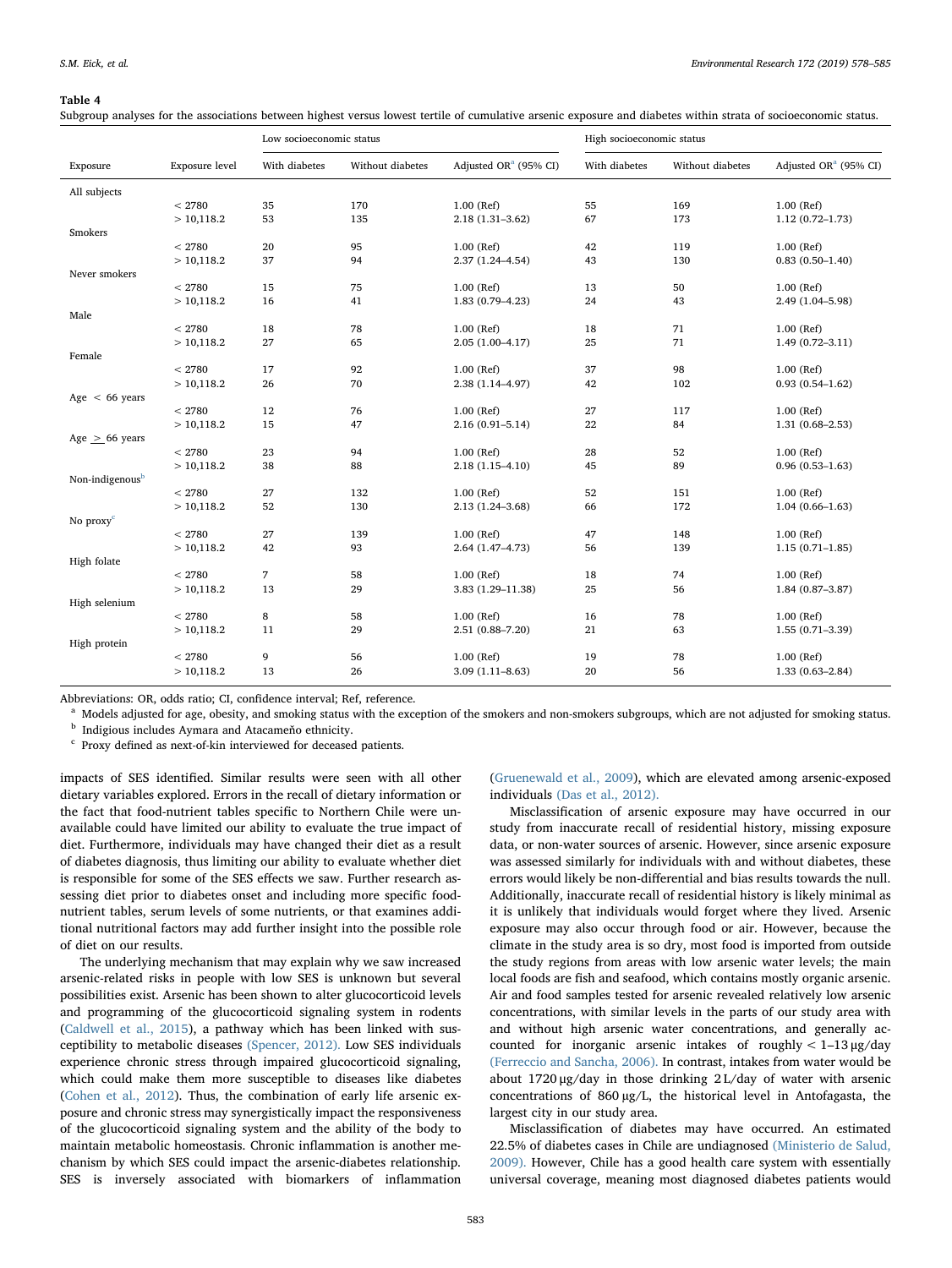**Table 4**

Subgroup analyses for the associations between highest versus lowest tertile of cumulative arsenic exposure and diabetes within strata of socioeconomic status.

| Exposure | Exposure level | Low socioeconomic status | | | High socioeconomic status | | |
|---|---|---|---|---|---|---|---|
| | | With diabetes | Without diabetes | Adjusted OR[a] (95% CI) | With diabetes | Without diabetes | Adjusted OR[a] (95% CI) |
| All subjects | | | | | | | |
| | < 2780 | 35 | 170 | 1.00 (Ref) | 55 | 169 | 1.00 (Ref) |
| | > 10,118.2 | 53 | 135 | 2.18 (1.31–3.62) | 67 | 173 | 1.12 (0.72–1.73) |
| Smokers | | | | | | | |
| | < 2780 | 20 | 95 | 1.00 (Ref) | 42 | 119 | 1.00 (Ref) |
| | > 10,118.2 | 37 | 94 | 2.37 (1.24–4.54) | 43 | 130 | 0.83 (0.50–1.40) |
| Never smokers | | | | | | | |
| | < 2780 | 15 | 75 | 1.00 (Ref) | 13 | 50 | 1.00 (Ref) |
| | > 10,118.2 | 16 | 41 | 1.83 (0.79–4.23) | 24 | 43 | 2.49 (1.04–5.98) |
| Male | | | | | | | |
| | < 2780 | 18 | 78 | 1.00 (Ref) | 18 | 71 | 1.00 (Ref) |
| | > 10,118.2 | 27 | 65 | 2.05 (1.00–4.17) | 25 | 71 | 1.49 (0.72–3.11) |
| Female | | | | | | | |
| | < 2780 | 17 | 92 | 1.00 (Ref) | 37 | 98 | 1.00 (Ref) |
| | > 10,118.2 | 26 | 70 | 2.38 (1.14–4.97) | 42 | 102 | 0.93 (0.54–1.62) |
| Age < 66 years | | | | | | | |
| | < 2780 | 12 | 76 | 1.00 (Ref) | 27 | 117 | 1.00 (Ref) |
| | > 10,118.2 | 15 | 47 | 2.16 (0.91–5.14) | 22 | 84 | 1.31 (0.68–2.53) |
| Age ≥ 66 years | | | | | | | |
| | < 2780 | 23 | 94 | 1.00 (Ref) | 28 | 52 | 1.00 (Ref) |
| | > 10,118.2 | 38 | 88 | 2.18 (1.15–4.10) | 45 | 89 | 0.96 (0.53–1.63) |
| Non-indigenous[b] | | | | | | | |
| | < 2780 | 27 | 132 | 1.00 (Ref) | 52 | 151 | 1.00 (Ref) |
| | > 10,118.2 | 52 | 130 | 2.13 (1.24–3.68) | 66 | 172 | 1.04 (0.66–1.63) |
| No proxy[c] | | | | | | | |
| | < 2780 | 27 | 139 | 1.00 (Ref) | 47 | 148 | 1.00 (Ref) |
| | > 10,118.2 | 42 | 93 | 2.64 (1.47–4.73) | 56 | 139 | 1.15 (0.71–1.85) |
| High folate | | | | | | | |
| | < 2780 | 7 | 58 | 1.00 (Ref) | 18 | 74 | 1.00 (Ref) |
| | > 10,118.2 | 13 | 29 | 3.83 (1.29–11.38) | 25 | 56 | 1.84 (0.87–3.87) |
| High selenium | | | | | | | |
| | < 2780 | 8 | 58 | 1.00 (Ref) | 16 | 78 | 1.00 (Ref) |
| | > 10,118.2 | 11 | 29 | 2.51 (0.88–7.20) | 21 | 63 | 1.55 (0.71–3.39) |
| High protein | | | | | | | |
| | < 2780 | 9 | 56 | 1.00 (Ref) | 19 | 78 | 1.00 (Ref) |
| | > 10,118.2 | 13 | 26 | 3.09 (1.11–8.63) | 20 | 56 | 1.33 (0.63–2.84) |

Abbreviations: OR, odds ratio; CI, confidence interval; Ref, reference.

[a] Models adjusted for age, obesity, and smoking status with the exception of the smokers and non-smokers subgroups, which are not adjusted for smoking status.

[b] Indigious includes Aymara and Atacameño ethnicity.

[c] Proxy defined as next-of-kin interviewed for deceased patients.

impacts of SES identified. Similar results were seen with all other dietary variables explored. Errors in the recall of dietary information or the fact that food-nutrient tables specific to Northern Chile were unavailable could have limited our ability to evaluate the true impact of diet. Furthermore, individuals may have changed their diet as a result of diabetes diagnosis, thus limiting our ability to evaluate whether diet is responsible for some of the SES effects we saw. Further research assessing diet prior to diabetes onset and including more specific food-nutrient tables, serum levels of some nutrients, or that examines additional nutritional factors may add further insight into the possible role of diet on our results.

The underlying mechanism that may explain why we saw increased arsenic-related risks in people with low SES is unknown but several possibilities exist. Arsenic has been shown to alter glucocorticoid levels and programming of the glucocorticoid signaling system in rodents (Caldwell et al., 2015), a pathway which has been linked with susceptibility to metabolic diseases (Spencer, 2012). Low SES individuals experience chronic stress through impaired glucocorticoid signaling, which could make them more susceptible to diseases like diabetes (Cohen et al., 2012). Thus, the combination of early life arsenic exposure and chronic stress may synergistically impact the responsiveness of the glucocorticoid signaling system and the ability of the body to maintain metabolic homeostasis. Chronic inflammation is another mechanism by which SES could impact the arsenic-diabetes relationship. SES is inversely associated with biomarkers of inflammation (Gruenewald et al., 2009), which are elevated among arsenic-exposed individuals (Das et al., 2012).

Misclassification of arsenic exposure may have occurred in our study from inaccurate recall of residential history, missing exposure data, or non-water sources of arsenic. However, since arsenic exposure was assessed similarly for individuals with and without diabetes, these errors would likely be non-differential and bias results towards the null. Additionally, inaccurate recall of residential history is likely minimal as it is unlikely that individuals would forget where they lived. Arsenic exposure may also occur through food or air. However, because the climate in the study area is so dry, most food is imported from outside the study regions from areas with low arsenic water levels; the main local foods are fish and seafood, which contains mostly organic arsenic. Air and food samples tested for arsenic revealed relatively low arsenic concentrations, with similar levels in the parts of our study area with and without high arsenic water concentrations, and generally accounted for inorganic arsenic intakes of roughly < 1–13 μg/day (Ferreccio and Sancha, 2006). In contrast, intakes from water would be about 1720 μg/day in those drinking 2 L/day of water with arsenic concentrations of 860 μg/L, the historical level in Antofagasta, the largest city in our study area.

Misclassification of diabetes may have occurred. An estimated 22.5% of diabetes cases in Chile are undiagnosed (Ministerio de Salud, 2009). However, Chile has a good health care system with essentially universal coverage, meaning most diagnosed diabetes patients would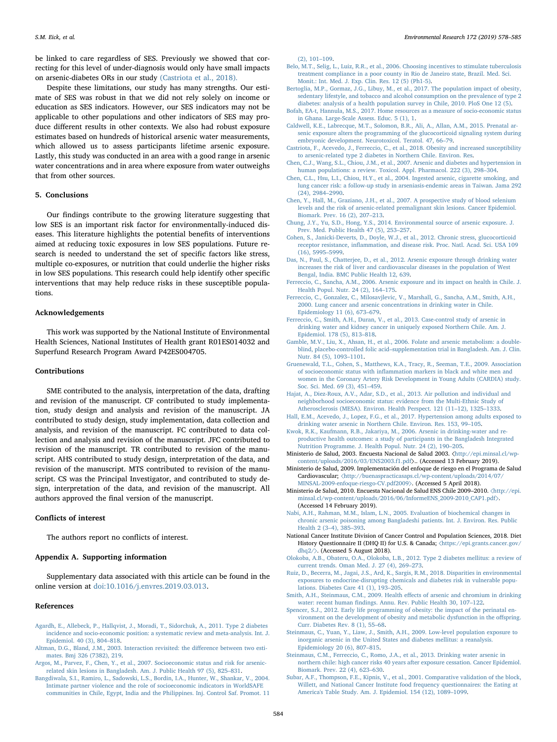be linked to care regardless of SES. Previously we showed that correcting for this level of under-diagnosis would only have small impacts on arsenic-diabetes ORs in our study (Castriota et al., 2018).

Despite these limitations, our study has many strengths. Our estimate of SES was robust in that we did not rely solely on income or education as SES indicators. However, our SES indicators may not be applicable to other populations and other indicators of SES may produce different results in other contexts. We also had robust exposure estimates based on hundreds of historical arsenic water measurements, which allowed us to assess participants lifetime arsenic exposure. Lastly, this study was conducted in an area with a good range in arsenic water concentrations and in area where exposure from water outweighs that from other sources.

## 5. Conclusions

Our findings contribute to the growing literature suggesting that low SES is an important risk factor for environmentally-induced diseases. This literature highlights the potential benefits of interventions aimed at reducing toxic exposures in low SES populations. Future research is needed to understand the set of specific factors like stress, multiple co-exposures, or nutrition that could underlie the higher risks in low SES populations. This research could help identify other specific interventions that may help reduce risks in these susceptible populations.

## Acknowledgements

This work was supported by the National Institute of Environmental Health Sciences, National Institutes of Health grant R01ES014032 and Superfund Research Program Award P42ES004705.

## Contributions

SME contributed to the analysis, interpretation of the data, drafting and revision of the manuscript. CF contributed to study implementation, study design and analysis and revision of the manuscript. JA contributed to study design, study implementation, data collection and analysis, and revision of the manuscript. FC contributed to data collection and analysis and revision of the manuscript. JFC contributed to revision of the manuscript. TR contributed to revision of the manuscript. AHS contributed to study design, interpretation of the data, and revision of the manuscript. MTS contributed to revision of the manuscript. CS was the Principal Investigator, and contributed to study design, interpretation of the data, and revision of the manuscript. All authors approved the final version of the manuscript.

## Conflicts of interest

The authors report no conflicts of interest.

## Appendix A. Supporting information

Supplementary data associated with this article can be found in the online version at doi:10.1016/j.envres.2019.03.013.

## References

Agardh, E., Allebeck, P., Hallqvist, J., Moradi, T., Sidorchuk, A., 2011. Type 2 diabetes incidence and socio-economic position: a systematic review and meta-analysis. Int. J. Epidemiol. 40 (3), 804–818.

Altman, D.G., Bland, J.M., 2003. Interaction revisited: the difference between two estimates. Bmj 326 (7382), 219.

Argos, M., Parvez, F., Chen, Y., et al., 2007. Socioeconomic status and risk for arsenic-related skin lesions in Bangladesh. Am. J. Public Health 97 (5), 825–831.

Bangdiwala, S.I., Ramiro, L., Sadowski, L.S., Bordin, I.A., Hunter, W., Shankar, V., 2004. Intimate partner violence and the role of socioeconomic indicators in WorldSAFE communities in Chile, Egypt, India and the Philippines. Inj. Control Saf. Promot. 11 (2), 101–109.

Belo, M.T., Selig, L., Luiz, R.R., et al., 2006. Choosing incentives to stimulate tuberculosis treatment compliance in a poor county in Rio de Janeiro state, Brazil. Med. Sci. Monit.: Int. Med. J. Exp. Clin. Res. 12 (5) (Ph1-5).

Bertoglia, M.P., Gormaz, J.G., Libuy, M., et al., 2017. The population impact of obesity, sedentary lifestyle, and tobacco and alcohol consumption on the prevalence of type 2 diabetes: analysis of a health population survey in Chile, 2010. PloS One 12 (5).

Bofah, EA-t, Hannula, M.S., 2017. Home resources as a measure of socio-economic status in Ghana. Large-Scale Assess. Educ. 5 (1), 1.

Caldwell, K.E., Labrecque, M.T., Solomon, B.R., Ali, A., Allan, A.M., 2015. Prenatal arsenic exposure alters the programming of the glucocorticoid signaling system during embryonic development. Neurotoxicol. Teratol. 47, 66–79.

Castriota, F., Acevedo, J., Ferreccio, C., et al., 2018. Obesity and increased susceptibility to arsenic-related type 2 diabetes in Northern Chile. Environ. Res.

Chen, C.J., Wang, S.L., Chiou, J.M., et al., 2007. Arsenic and diabetes and hypertension in human populations: a review. Toxicol. Appl. Pharmacol. 222 (3), 298–304.

Chen, C.L., Hsu, L.I., Chiou, H.Y., et al., 2004. Ingested arsenic, cigarette smoking, and lung cancer risk: a follow-up study in arseniasis-endemic areas in Taiwan. Jama 292 (24), 2984–2990.

Chen, Y., Hall, M., Graziano, J.H., et al., 2007. A prospective study of blood selenium levels and the risk of arsenic-related premalignant skin lesions. Cancer Epidemiol. Biomark. Prev. 16 (2), 207–213.

Chung, J.Y., Yu, S.D., Hong, Y.S., 2014. Environmental source of arsenic exposure. J. Prev. Med. Public Health 47 (5), 253–257.

Cohen, S., Janicki-Deverts, D., Doyle, W.J., et al., 2012. Chronic stress, glucocorticoid receptor resistance, inflammation, and disease risk. Proc. Natl. Acad. Sci. USA 109 (16), 5995–5999.

Das, N., Paul, S., Chatterjee, D., et al., 2012. Arsenic exposure through drinking water increases the risk of liver and cardiovascular diseases in the population of West Bengal, India. BMC Public Health 12, 639.

Ferreccio, C., Sancha, A.M., 2006. Arsenic exposure and its impact on health in Chile. J. Health Popul. Nutr. 24 (2), 164–175.

Ferreccio, C., Gonzalez, C., Milosavjlevic, V., Marshall, G., Sancha, A.M., Smith, A.H., 2000. Lung cancer and arsenic concentrations in drinking water in Chile. Epidemiology 11 (6), 673–679.

Ferreccio, C., Smith, A.H., Duran, V., et al., 2013. Case-control study of arsenic in drinking water and kidney cancer in uniquely exposed Northern Chile. Am. J. Epidemiol. 178 (5), 813–818.

Gamble, M.V., Liu, X., Ahsan, H., et al., 2006. Folate and arsenic metabolism: a double-blind, placebo-controlled folic acid–supplementation trial in Bangladesh. Am. J. Clin. Nutr. 84 (5), 1093–1101.

Gruenewald, T.L., Cohen, S., Matthews, K.A., Tracy, R., Seeman, T.E., 2009. Association of socioeconomic status with inflammation markers in black and white men and women in the Coronary Artery Risk Development in Young Adults (CARDIA) study. Soc. Sci. Med. 69 (3), 451–459.

Hajat, A., Diez-Roux, A.V., Adar, S.D., et al., 2013. Air pollution and individual and neighborhood socioeconomic status: evidence from the Multi-Ethnic Study of Atherosclerosis (MESA). Environ. Health Perspect. 121 (11–12), 1325–1333.

Hall, E.M., Acevedo, J., Lopez, F.G., et al., 2017. Hypertension among adults exposed to drinking water arsenic in Northern Chile. Environ. Res. 153, 99–105.

Kwok, R.K., Kaufmann, R.B., Jakariya, M., 2006. Arsenic in drinking-water and reproductive health outcomes: a study of participants in the Bangladesh Integrated Nutrition Programme. J. Health Popul. Nutr. 24 (2), 190–205.

Ministerio de Salud, 2003. Encuesta Nacional de Salud 2003. 〈http://epi.minsal.cl/wp-content/uploads/2016/03/ENS2003.f1.pdf〉.. (Accessed 13 February 2019).

Ministerio de Salud, 2009. Implementación del enfoque de riesgo en el Programa de Salud Cardiovascular; 〈http://buenaspracticasaps.cl/wp-content/uploads/2014/07/MINSAL-2009-enfoque-riesgo-CV.pdf2009〉. (Accessed 5 April 2018).

Ministerio de Salud, 2010. Encuesta Nacional de Salud ENS Chile 2009–2010. 〈http://epi.minsal.cl/wp-content/uploads/2016/06/InformeENS_2009-2010_CAP1.pdf〉. (Accessed 14 February 2019).

Nabi, A.H., Rahman, M.M., Islam, L.N., 2005. Evaluation of biochemical changes in chronic arsenic poisoning among Bangladeshi patients. Int. J. Environ. Res. Public Health 2 (3–4), 385–393.

National Cancer Institute Division of Cancer Control and Population Sciences, 2018. Diet History Questionnaire II (DHQ II) for U.S. & Canada; 〈https://epi.grants.cancer.gov/dhq2/〉. (Accessed 5 August 2018).

Olokoba, A.B., Obateru, O.A., Olokoba, L.B., 2012. Type 2 diabetes mellitus: a review of current trends. Oman Med. J. 27 (4), 269–273.

Ruiz, D., Becerra, M., Jagai, J.S., Ard, K., Sargis, R.M., 2018. Disparities in environmental exposures to endocrine-disrupting chemicals and diabetes risk in vulnerable populations. Diabetes Care 41 (1), 193–205.

Smith, A.H., Steinmaus, C.M., 2009. Health effects of arsenic and chromium in drinking water: recent human findings. Annu. Rev. Public Health 30, 107–122.

Spencer, S.J., 2012. Early life programming of obesity: the impact of the perinatal environment on the development of obesity and metabolic dysfunction in the offspring. Curr. Diabetes Rev. 8 (1), 55–68.

Steinmaus, C., Yuan, Y., Liaw, J., Smith, A.H., 2009. Low-level population exposure to inorganic arsenic in the United States and diabetes mellitus: a reanalysis. Epidemiology 20 (6), 807–815.

Steinmaus, C.M., Ferreccio, C., Romo, J.A., et al., 2013. Drinking water arsenic in northern chile: high cancer risks 40 years after exposure cessation. Cancer Epidemiol. Biomark. Prev. 22 (4), 623–630.

Subar, A.F., Thompson, F.E., Kipnis, V., et al., 2001. Comparative validation of the block, Willett, and National Cancer Institute food frequency questionnaires: the Eating at America's Table Study. Am. J. Epidemiol. 154 (12), 1089–1099.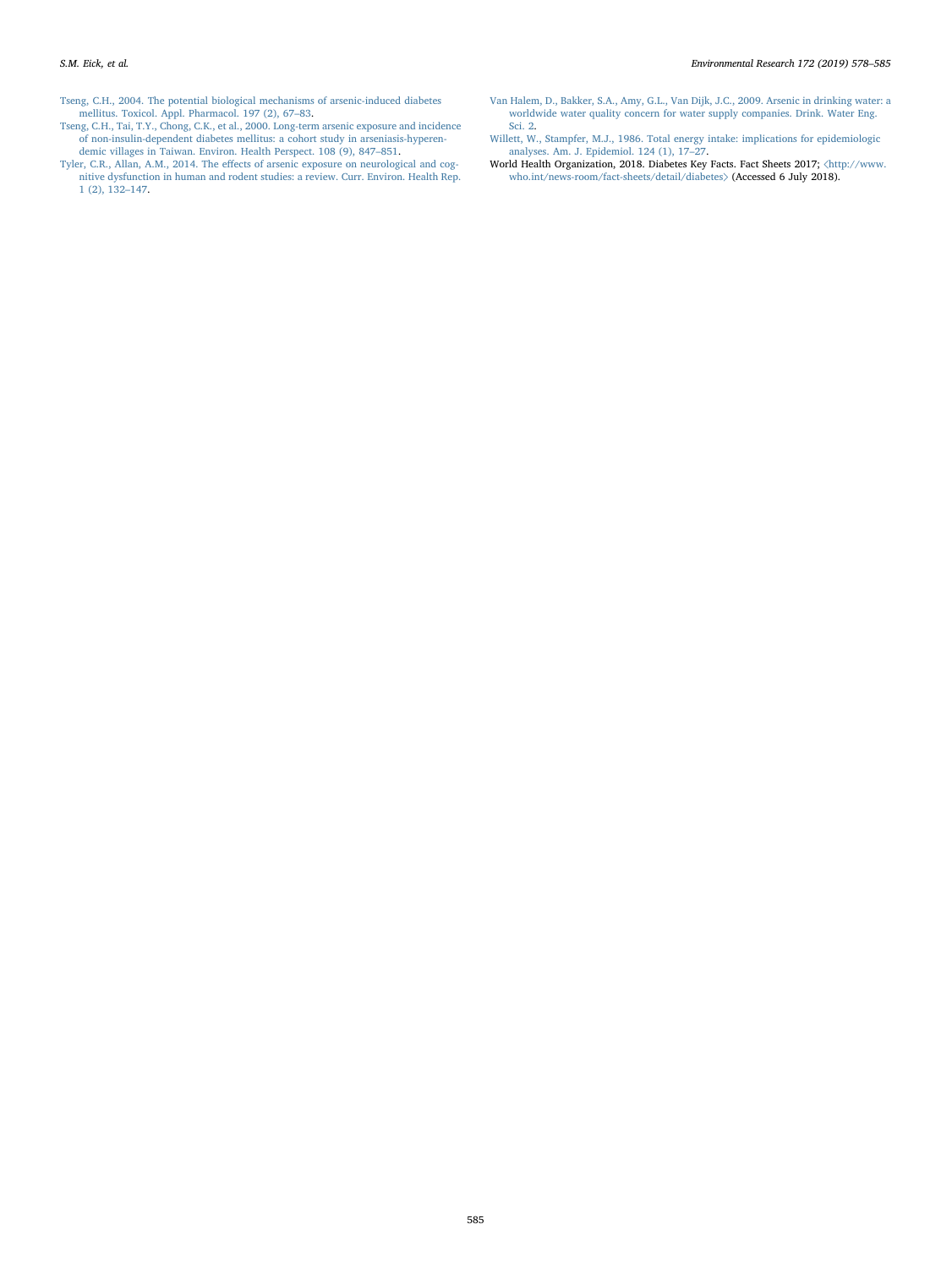Tseng, C.H., 2004. The potential biological mechanisms of arsenic-induced diabetes mellitus. Toxicol. Appl. Pharmacol. 197 (2), 67–83.

Tseng, C.H., Tai, T.Y., Chong, C.K., et al., 2000. Long-term arsenic exposure and incidence of non-insulin-dependent diabetes mellitus: a cohort study in arseniasis-hyperendemic villages in Taiwan. Environ. Health Perspect. 108 (9), 847–851.

Tyler, C.R., Allan, A.M., 2014. The effects of arsenic exposure on neurological and cognitive dysfunction in human and rodent studies: a review. Curr. Environ. Health Rep. 1 (2), 132–147.

Van Halem, D., Bakker, S.A., Amy, G.L., Van Dijk, J.C., 2009. Arsenic in drinking water: a worldwide water quality concern for water supply companies. Drink. Water Eng. Sci. 2.

Willett, W., Stampfer, M.J., 1986. Total energy intake: implications for epidemiologic analyses. Am. J. Epidemiol. 124 (1), 17–27.

World Health Organization, 2018. Diabetes Key Facts. Fact Sheets 2017; ⟨http://www.who.int/news-room/fact-sheets/detail/diabetes⟩ (Accessed 6 July 2018).